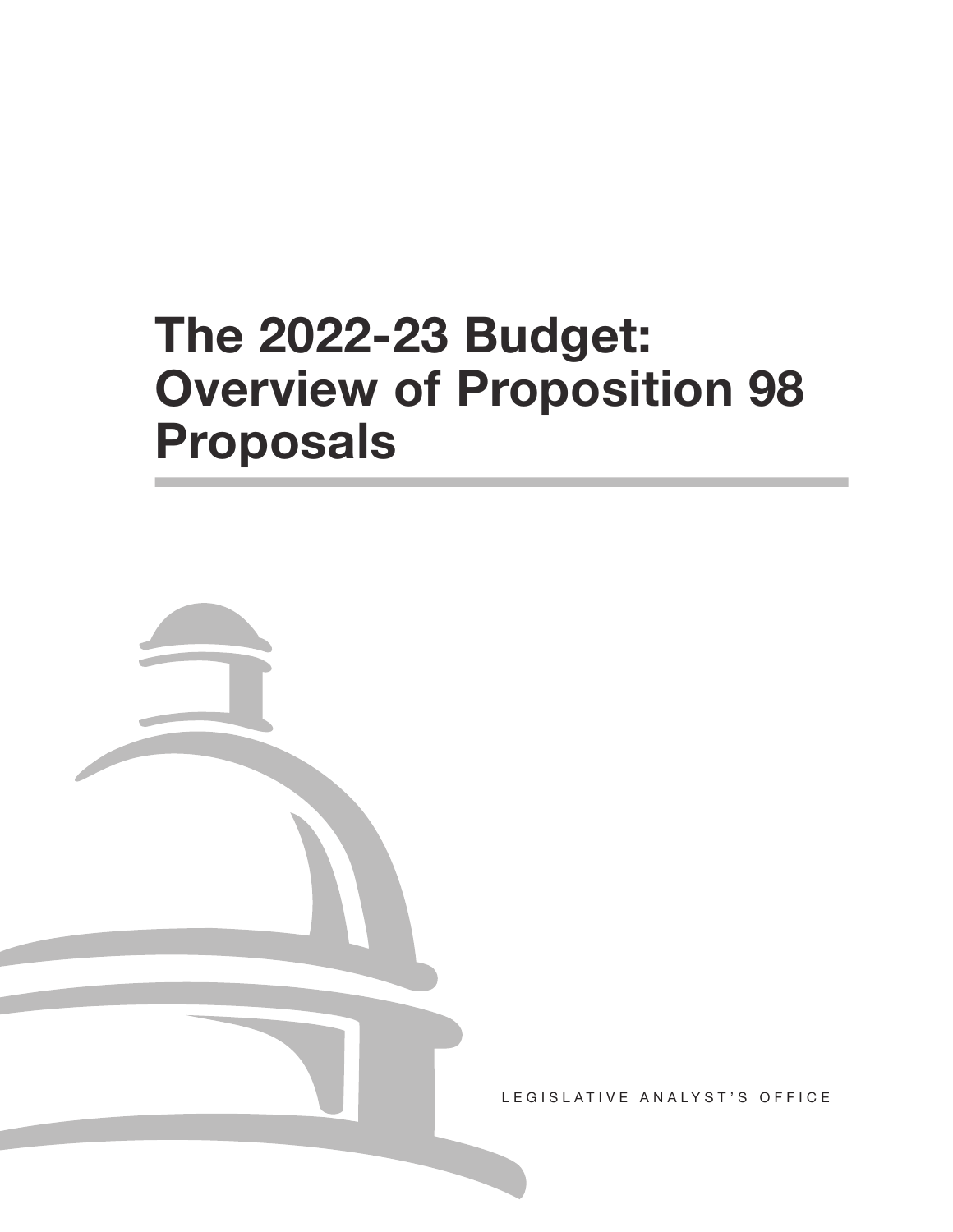# The 2022-23 Budget: Overview of Proposition 98 Proposals

LEGISLATIVE ANALYST'S OFFICE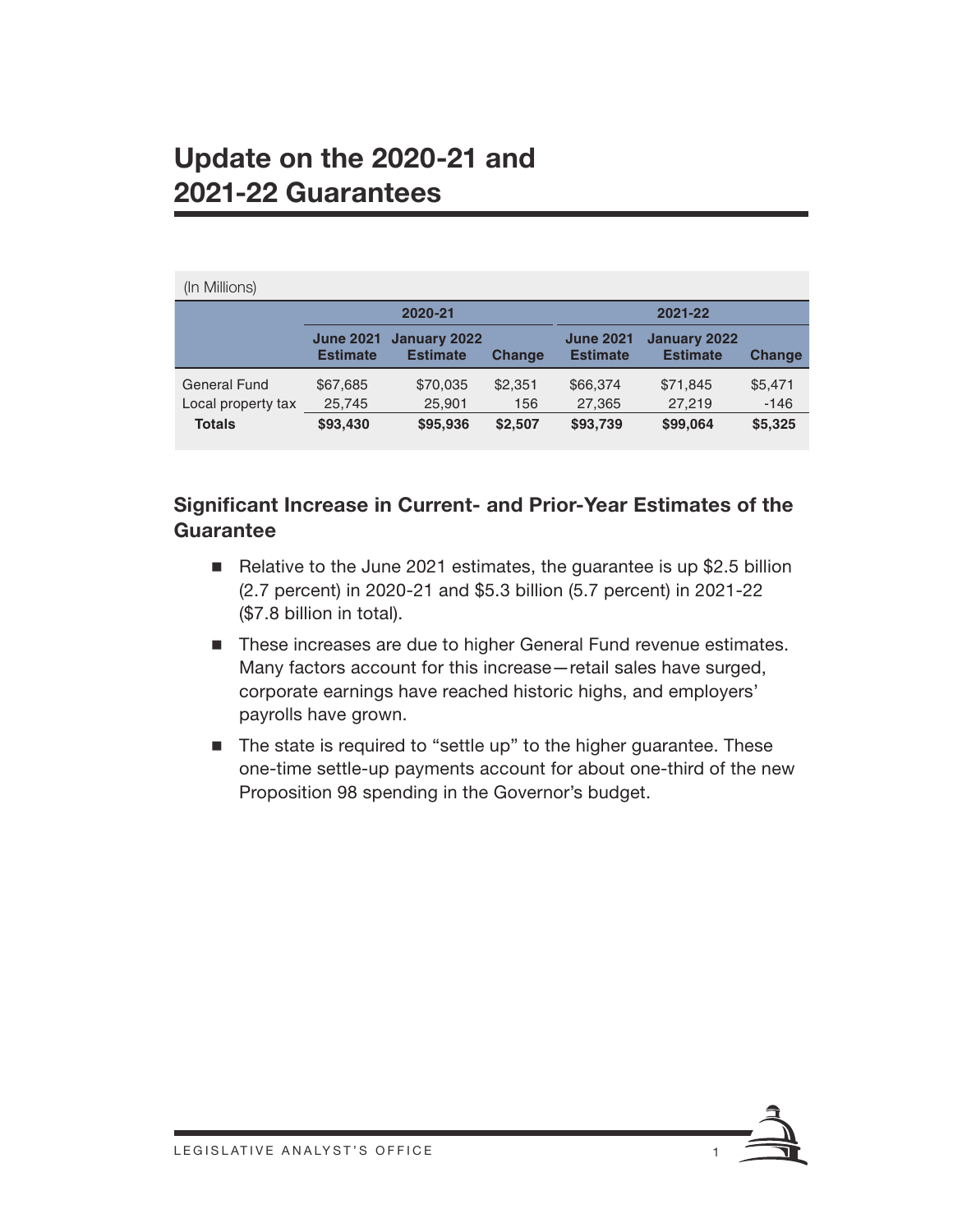# Update on the 2020-21 and 2021-22 Guarantees

(In Millions)

| | 2020-21 | | | 2021-22 | | |
|---|---|---|---|---|---|---|
| | June 2021 Estimate | January 2022 Estimate | Change | June 2021 Estimate | January 2022 Estimate | Change |
| General Fund | $67,685 | $70,035 | $2,351 | $66,374 | $71,845 | $5,471 |
| Local property tax | 25,745 | 25,901 | 156 | 27,365 | 27,219 | -146 |
| **Totals** | **$93,430** | **$95,936** | **$2,507** | **$93,739** | **$99,064** | **$5,325** |

## Significant Increase in Current- and Prior-Year Estimates of the Guarantee

- Relative to the June 2021 estimates, the guarantee is up $2.5 billion (2.7 percent) in 2020-21 and $5.3 billion (5.7 percent) in 2021-22 ($7.8 billion in total).
- These increases are due to higher General Fund revenue estimates. Many factors account for this increase—retail sales have surged, corporate earnings have reached historic highs, and employers' payrolls have grown.
- The state is required to "settle up" to the higher guarantee. These one-time settle-up payments account for about one-third of the new Proposition 98 spending in the Governor's budget.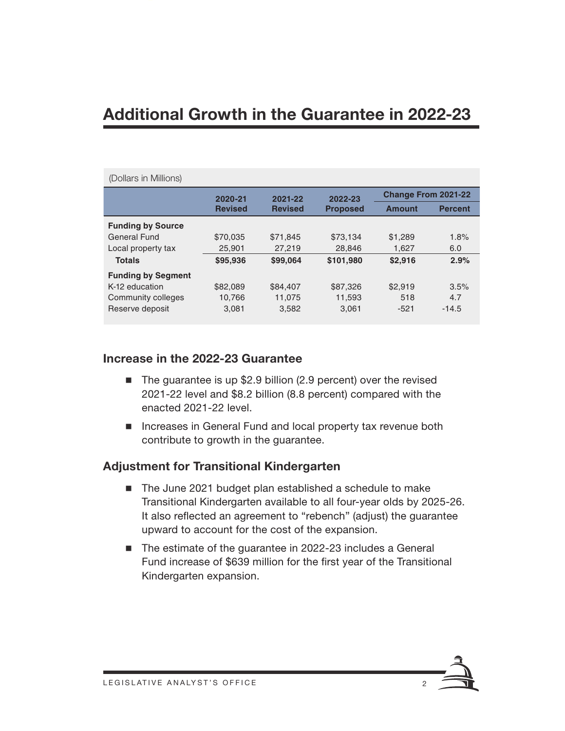# Additional Growth in the Guarantee in 2022-23

(Dollars in Millions)

| | 2020-21 Revised | 2021-22 Revised | 2022-23 Proposed | Change From 2021-22 | |
|---|---|---|---|---|---|
| | | | | Amount | Percent |
| **Funding by Source** | | | | | |
| General Fund | $70,035 | $71,845 | $73,134 | $1,289 | 1.8% |
| Local property tax | 25,901 | 27,219 | 28,846 | 1,627 | 6.0 |
| **Totals** | **$95,936** | **$99,064** | **$101,980** | **$2,916** | **2.9%** |
| **Funding by Segment** | | | | | |
| K-12 education | $82,089 | $84,407 | $87,326 | $2,919 | 3.5% |
| Community colleges | 10,766 | 11,075 | 11,593 | 518 | 4.7 |
| Reserve deposit | 3,081 | 3,582 | 3,061 | -521 | -14.5 |

## Increase in the 2022-23 Guarantee

- The guarantee is up $2.9 billion (2.9 percent) over the revised 2021-22 level and $8.2 billion (8.8 percent) compared with the enacted 2021-22 level.
- Increases in General Fund and local property tax revenue both contribute to growth in the guarantee.

## Adjustment for Transitional Kindergarten

- The June 2021 budget plan established a schedule to make Transitional Kindergarten available to all four-year olds by 2025-26. It also reflected an agreement to "rebench" (adjust) the guarantee upward to account for the cost of the expansion.
- The estimate of the guarantee in 2022-23 includes a General Fund increase of $639 million for the first year of the Transitional Kindergarten expansion.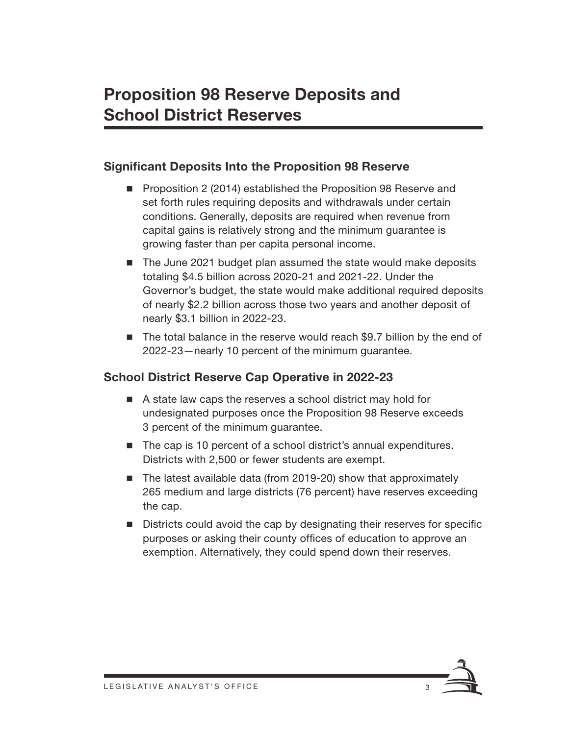# Proposition 98 Reserve Deposits and School District Reserves

### Significant Deposits Into the Proposition 98 Reserve

- Proposition 2 (2014) established the Proposition 98 Reserve and set forth rules requiring deposits and withdrawals under certain conditions. Generally, deposits are required when revenue from capital gains is relatively strong and the minimum guarantee is growing faster than per capita personal income.
- The June 2021 budget plan assumed the state would make deposits totaling \$4.5 billion across 2020-21 and 2021-22. Under the Governor's budget, the state would make additional required deposits of nearly \$2.2 billion across those two years and another deposit of nearly \$3.1 billion in 2022-23.
- The total balance in the reserve would reach \$9.7 billion by the end of 2022-23—nearly 10 percent of the minimum guarantee.

### School District Reserve Cap Operative in 2022-23

- A state law caps the reserves a school district may hold for undesignated purposes once the Proposition 98 Reserve exceeds 3 percent of the minimum guarantee.
- The cap is 10 percent of a school district's annual expenditures. Districts with 2,500 or fewer students are exempt.
- The latest available data (from 2019-20) show that approximately 265 medium and large districts (76 percent) have reserves exceeding the cap.
- Districts could avoid the cap by designating their reserves for specific purposes or asking their county offices of education to approve an exemption. Alternatively, they could spend down their reserves.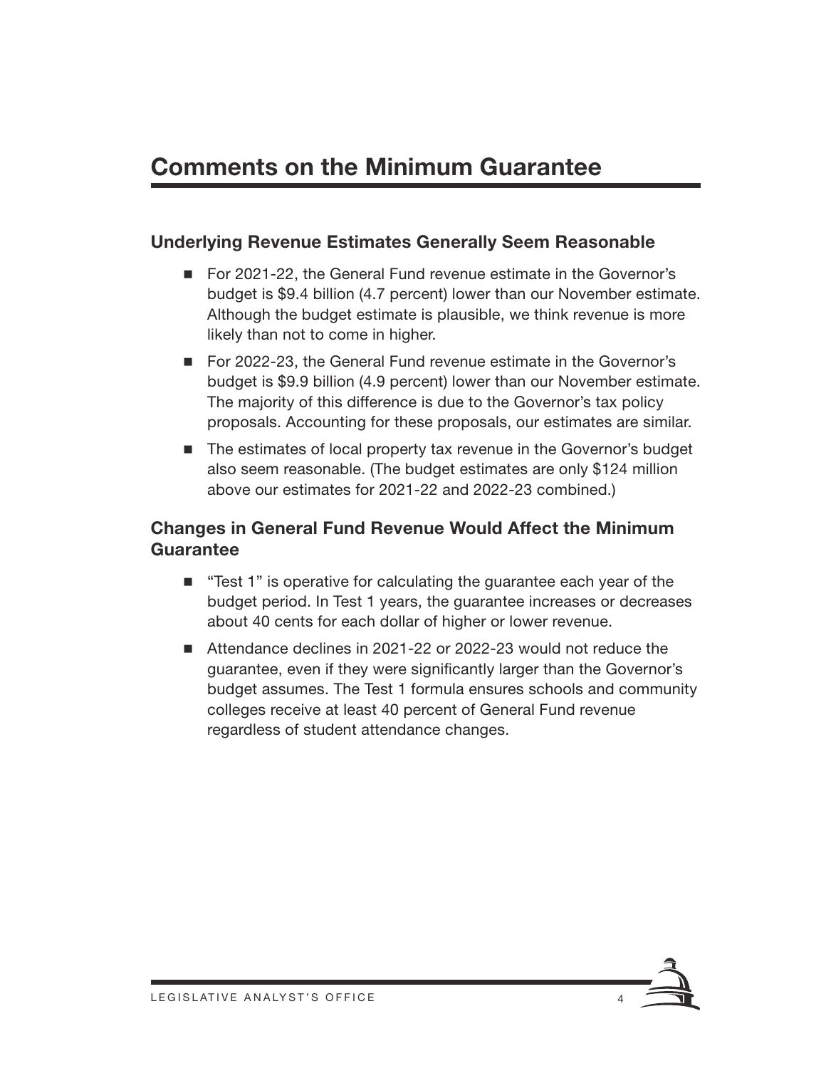# Comments on the Minimum Guarantee

## Underlying Revenue Estimates Generally Seem Reasonable

- For 2021-22, the General Fund revenue estimate in the Governor's budget is $9.4 billion (4.7 percent) lower than our November estimate. Although the budget estimate is plausible, we think revenue is more likely than not to come in higher.
- For 2022-23, the General Fund revenue estimate in the Governor's budget is $9.9 billion (4.9 percent) lower than our November estimate. The majority of this difference is due to the Governor's tax policy proposals. Accounting for these proposals, our estimates are similar.
- The estimates of local property tax revenue in the Governor's budget also seem reasonable. (The budget estimates are only $124 million above our estimates for 2021-22 and 2022-23 combined.)

## Changes in General Fund Revenue Would Affect the Minimum Guarantee

- "Test 1" is operative for calculating the guarantee each year of the budget period. In Test 1 years, the guarantee increases or decreases about 40 cents for each dollar of higher or lower revenue.
- Attendance declines in 2021-22 or 2022-23 would not reduce the guarantee, even if they were significantly larger than the Governor's budget assumes. The Test 1 formula ensures schools and community colleges receive at least 40 percent of General Fund revenue regardless of student attendance changes.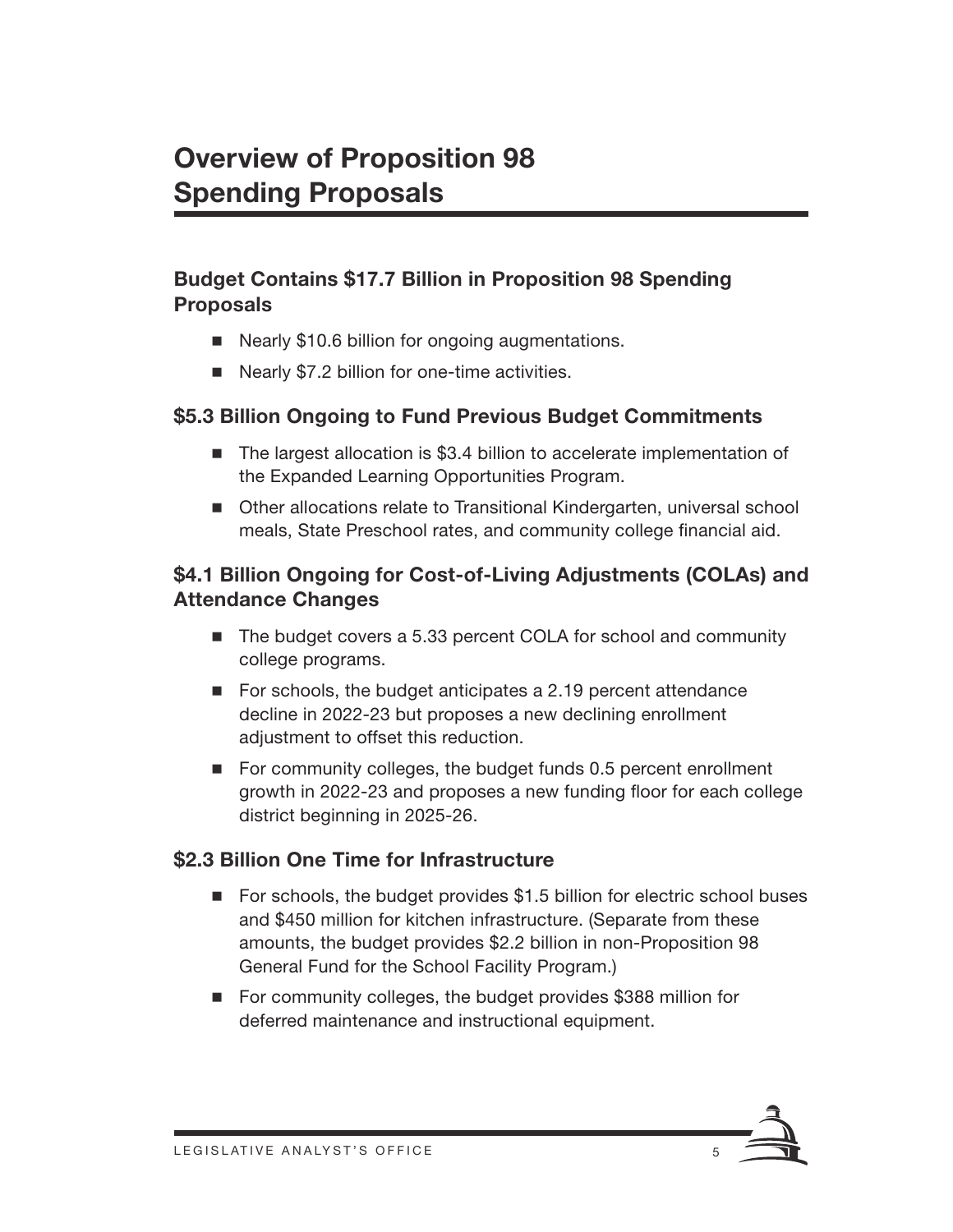# Overview of Proposition 98 Spending Proposals

### Budget Contains $17.7 Billion in Proposition 98 Spending Proposals

- Nearly $10.6 billion for ongoing augmentations.
- Nearly $7.2 billion for one-time activities.

### $5.3 Billion Ongoing to Fund Previous Budget Commitments

- The largest allocation is $3.4 billion to accelerate implementation of the Expanded Learning Opportunities Program.
- Other allocations relate to Transitional Kindergarten, universal school meals, State Preschool rates, and community college financial aid.

### $4.1 Billion Ongoing for Cost-of-Living Adjustments (COLAs) and Attendance Changes

- The budget covers a 5.33 percent COLA for school and community college programs.
- For schools, the budget anticipates a 2.19 percent attendance decline in 2022-23 but proposes a new declining enrollment adjustment to offset this reduction.
- For community colleges, the budget funds 0.5 percent enrollment growth in 2022-23 and proposes a new funding floor for each college district beginning in 2025-26.

### $2.3 Billion One Time for Infrastructure

- For schools, the budget provides $1.5 billion for electric school buses and $450 million for kitchen infrastructure. (Separate from these amounts, the budget provides $2.2 billion in non-Proposition 98 General Fund for the School Facility Program.)
- For community colleges, the budget provides $388 million for deferred maintenance and instructional equipment.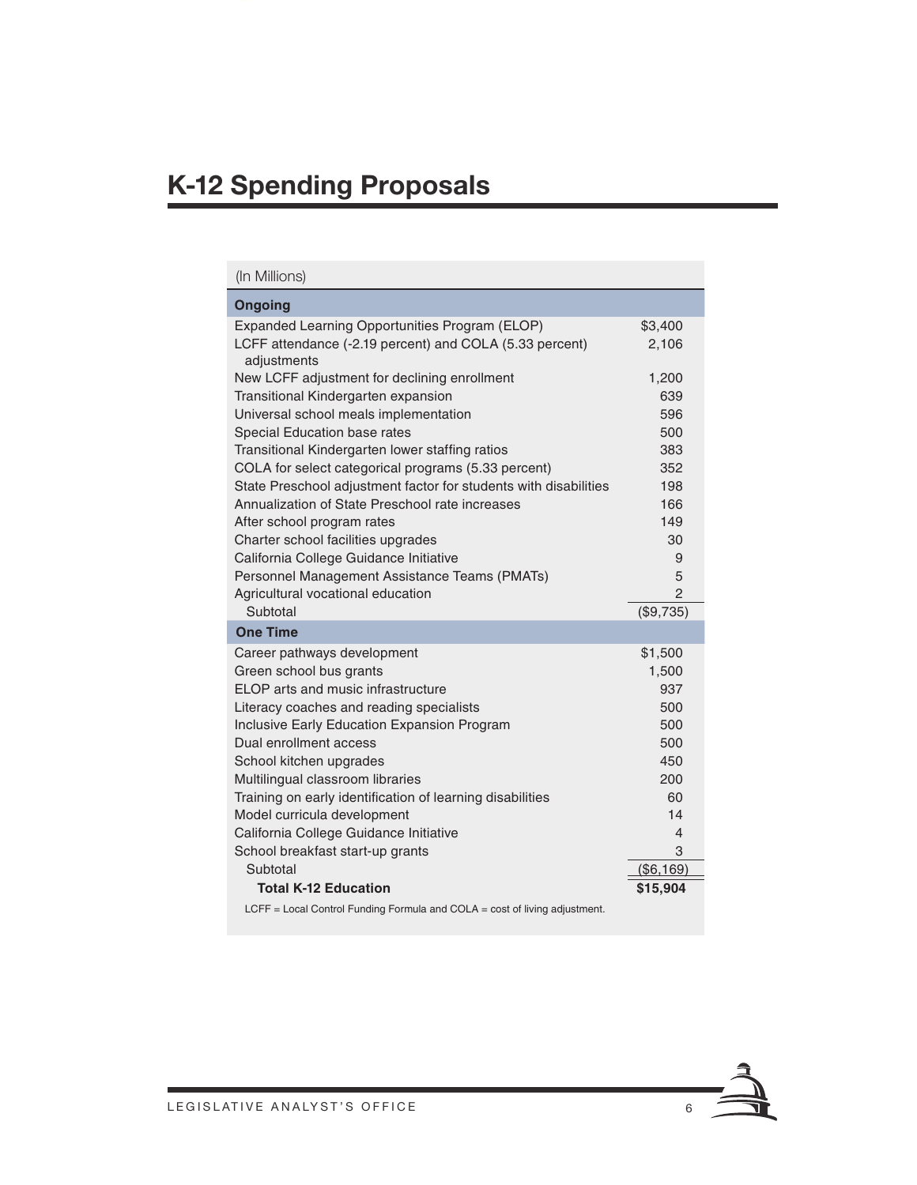# K-12 Spending Proposals

| (In Millions) | |
|---|---|
| **Ongoing** | |
| Expanded Learning Opportunities Program (ELOP) | $3,400 |
| LCFF attendance (-2.19 percent) and COLA (5.33 percent) adjustments | 2,106 |
| New LCFF adjustment for declining enrollment | 1,200 |
| Transitional Kindergarten expansion | 639 |
| Universal school meals implementation | 596 |
| Special Education base rates | 500 |
| Transitional Kindergarten lower staffing ratios | 383 |
| COLA for select categorical programs (5.33 percent) | 352 |
| State Preschool adjustment factor for students with disabilities | 198 |
| Annualization of State Preschool rate increases | 166 |
| After school program rates | 149 |
| Charter school facilities upgrades | 30 |
| California College Guidance Initiative | 9 |
| Personnel Management Assistance Teams (PMATs) | 5 |
| Agricultural vocational education | 2 |
| Subtotal | ($9,735) |
| **One Time** | |
| Career pathways development | $1,500 |
| Green school bus grants | 1,500 |
| ELOP arts and music infrastructure | 937 |
| Literacy coaches and reading specialists | 500 |
| Inclusive Early Education Expansion Program | 500 |
| Dual enrollment access | 500 |
| School kitchen upgrades | 450 |
| Multilingual classroom libraries | 200 |
| Training on early identification of learning disabilities | 60 |
| Model curricula development | 14 |
| California College Guidance Initiative | 4 |
| School breakfast start-up grants | 3 |
| Subtotal | ($6,169) |
| **Total K-12 Education** | **$15,904** |

LCFF = Local Control Funding Formula and COLA = cost of living adjustment.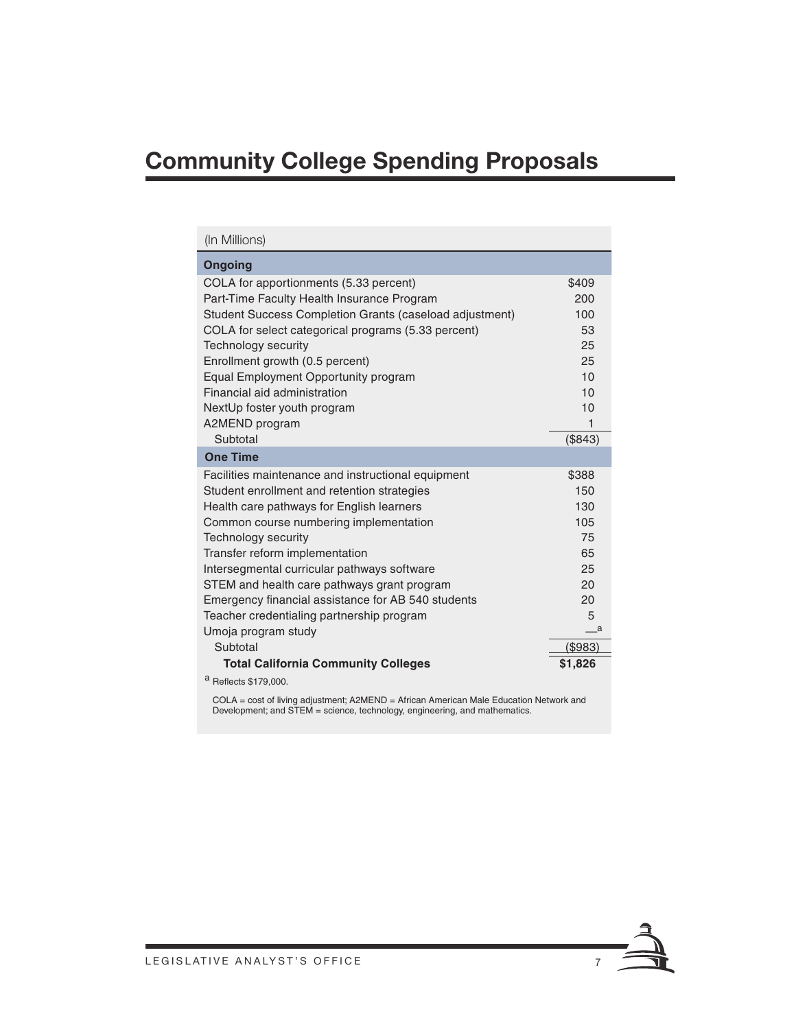# Community College Spending Proposals

| (In Millions) | |
|---|---|
| **Ongoing** | |
| COLA for apportionments (5.33 percent) | $409 |
| Part-Time Faculty Health Insurance Program | 200 |
| Student Success Completion Grants (caseload adjustment) | 100 |
| COLA for select categorical programs (5.33 percent) | 53 |
| Technology security | 25 |
| Enrollment growth (0.5 percent) | 25 |
| Equal Employment Opportunity program | 10 |
| Financial aid administration | 10 |
| NextUp foster youth program | 10 |
| A2MEND program | 1 |
| Subtotal | ($843) |
| **One Time** | |
| Facilities maintenance and instructional equipment | $388 |
| Student enrollment and retention strategies | 150 |
| Health care pathways for English learners | 130 |
| Common course numbering implementation | 105 |
| Technology security | 75 |
| Transfer reform implementation | 65 |
| Intersegmental curricular pathways software | 25 |
| STEM and health care pathways grant program | 20 |
| Emergency financial assistance for AB 540 students | 20 |
| Teacher credentialing partnership program | 5 |
| Umoja program study | —[a] |
| Subtotal | ($983) |
| **Total California Community Colleges** | **$1,826** |

[a] Reflects $179,000.

COLA = cost of living adjustment; A2MEND = African American Male Education Network and Development; and STEM = science, technology, engineering, and mathematics.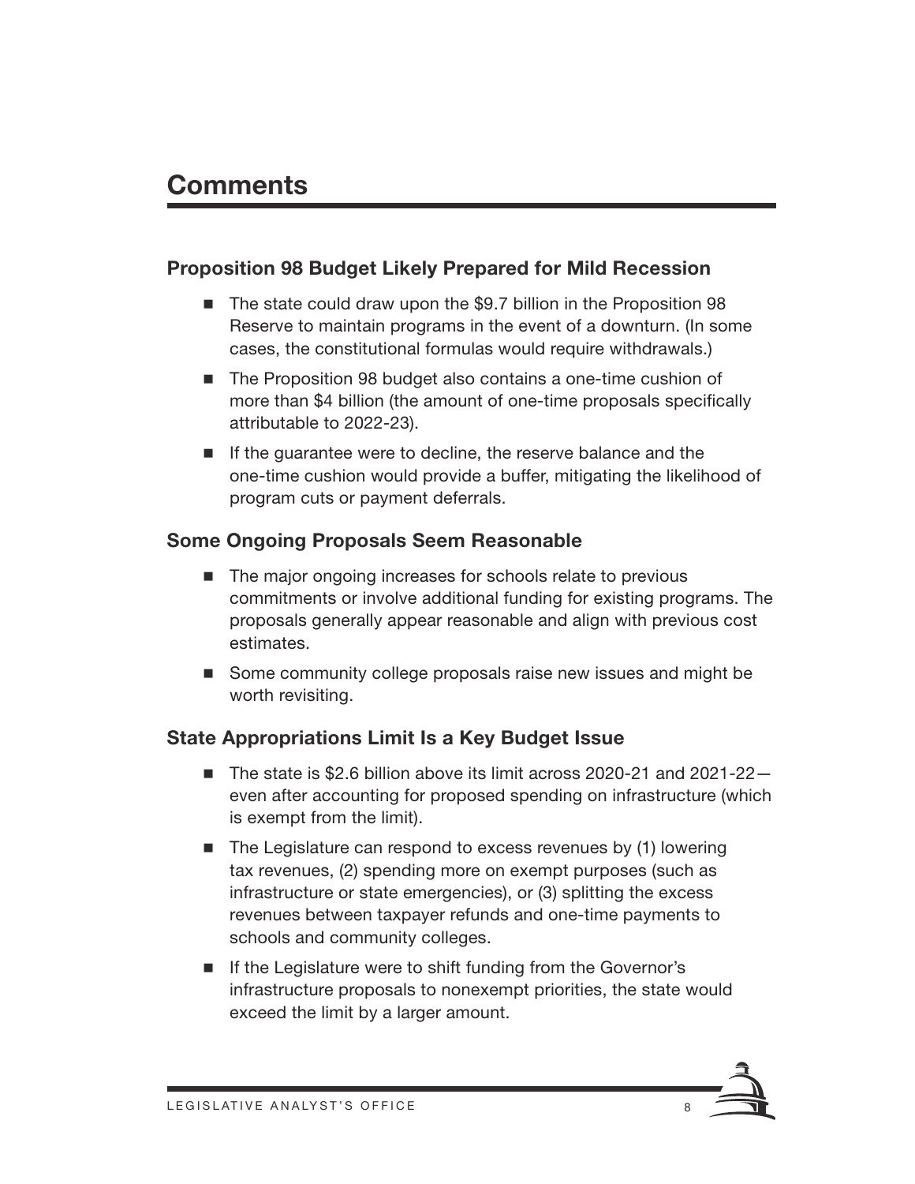# Comments

### Proposition 98 Budget Likely Prepared for Mild Recession

- The state could draw upon the $9.7 billion in the Proposition 98 Reserve to maintain programs in the event of a downturn. (In some cases, the constitutional formulas would require withdrawals.)
- The Proposition 98 budget also contains a one-time cushion of more than $4 billion (the amount of one-time proposals specifically attributable to 2022-23).
- If the guarantee were to decline, the reserve balance and the one-time cushion would provide a buffer, mitigating the likelihood of program cuts or payment deferrals.

### Some Ongoing Proposals Seem Reasonable

- The major ongoing increases for schools relate to previous commitments or involve additional funding for existing programs. The proposals generally appear reasonable and align with previous cost estimates.
- Some community college proposals raise new issues and might be worth revisiting.

### State Appropriations Limit Is a Key Budget Issue

- The state is $2.6 billion above its limit across 2020-21 and 2021-22—even after accounting for proposed spending on infrastructure (which is exempt from the limit).
- The Legislature can respond to excess revenues by (1) lowering tax revenues, (2) spending more on exempt purposes (such as infrastructure or state emergencies), or (3) splitting the excess revenues between taxpayer refunds and one-time payments to schools and community colleges.
- If the Legislature were to shift funding from the Governor's infrastructure proposals to nonexempt priorities, the state would exceed the limit by a larger amount.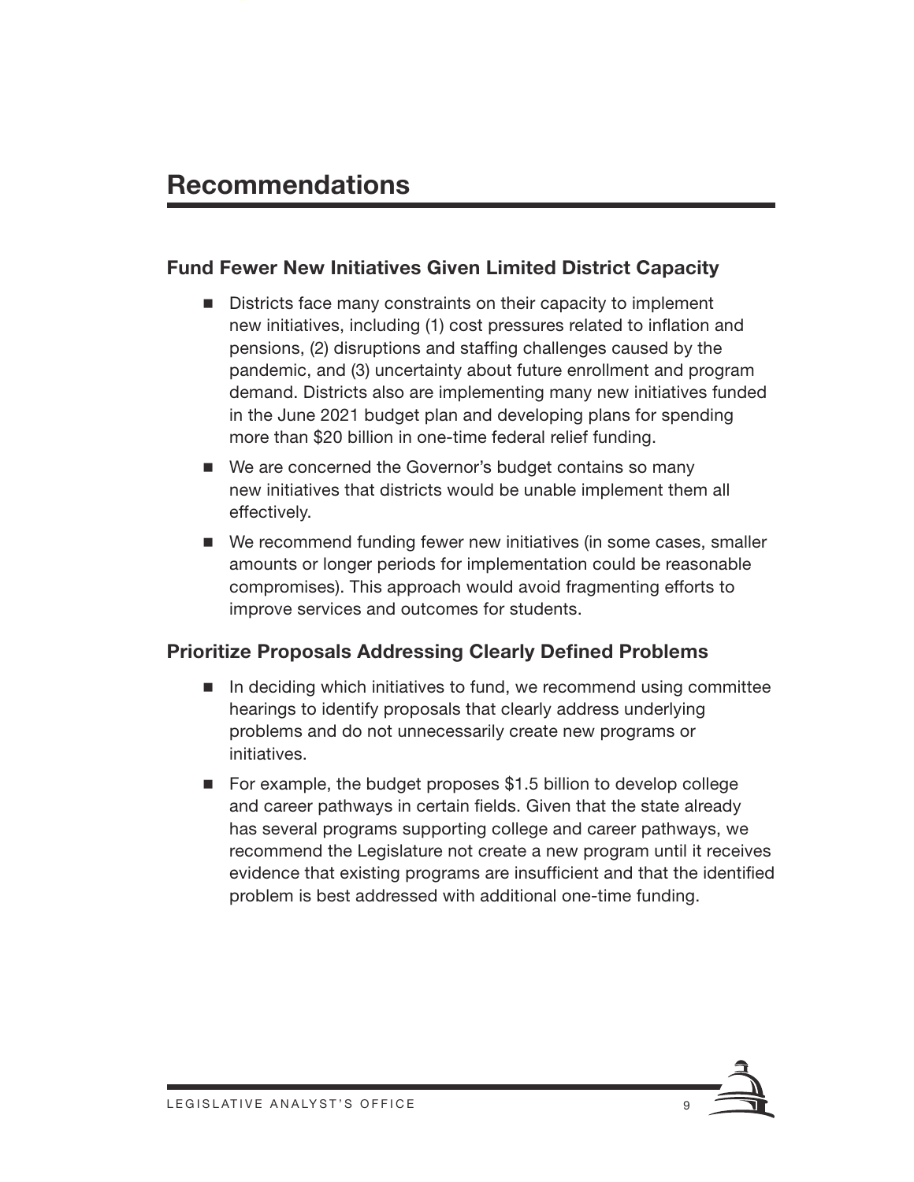# Recommendations

### Fund Fewer New Initiatives Given Limited District Capacity

- Districts face many constraints on their capacity to implement new initiatives, including (1) cost pressures related to inflation and pensions, (2) disruptions and staffing challenges caused by the pandemic, and (3) uncertainty about future enrollment and program demand. Districts also are implementing many new initiatives funded in the June 2021 budget plan and developing plans for spending more than $20 billion in one-time federal relief funding.
- We are concerned the Governor's budget contains so many new initiatives that districts would be unable implement them all effectively.
- We recommend funding fewer new initiatives (in some cases, smaller amounts or longer periods for implementation could be reasonable compromises). This approach would avoid fragmenting efforts to improve services and outcomes for students.

### Prioritize Proposals Addressing Clearly Defined Problems

- In deciding which initiatives to fund, we recommend using committee hearings to identify proposals that clearly address underlying problems and do not unnecessarily create new programs or initiatives.
- For example, the budget proposes $1.5 billion to develop college and career pathways in certain fields. Given that the state already has several programs supporting college and career pathways, we recommend the Legislature not create a new program until it receives evidence that existing programs are insufficient and that the identified problem is best addressed with additional one-time funding.